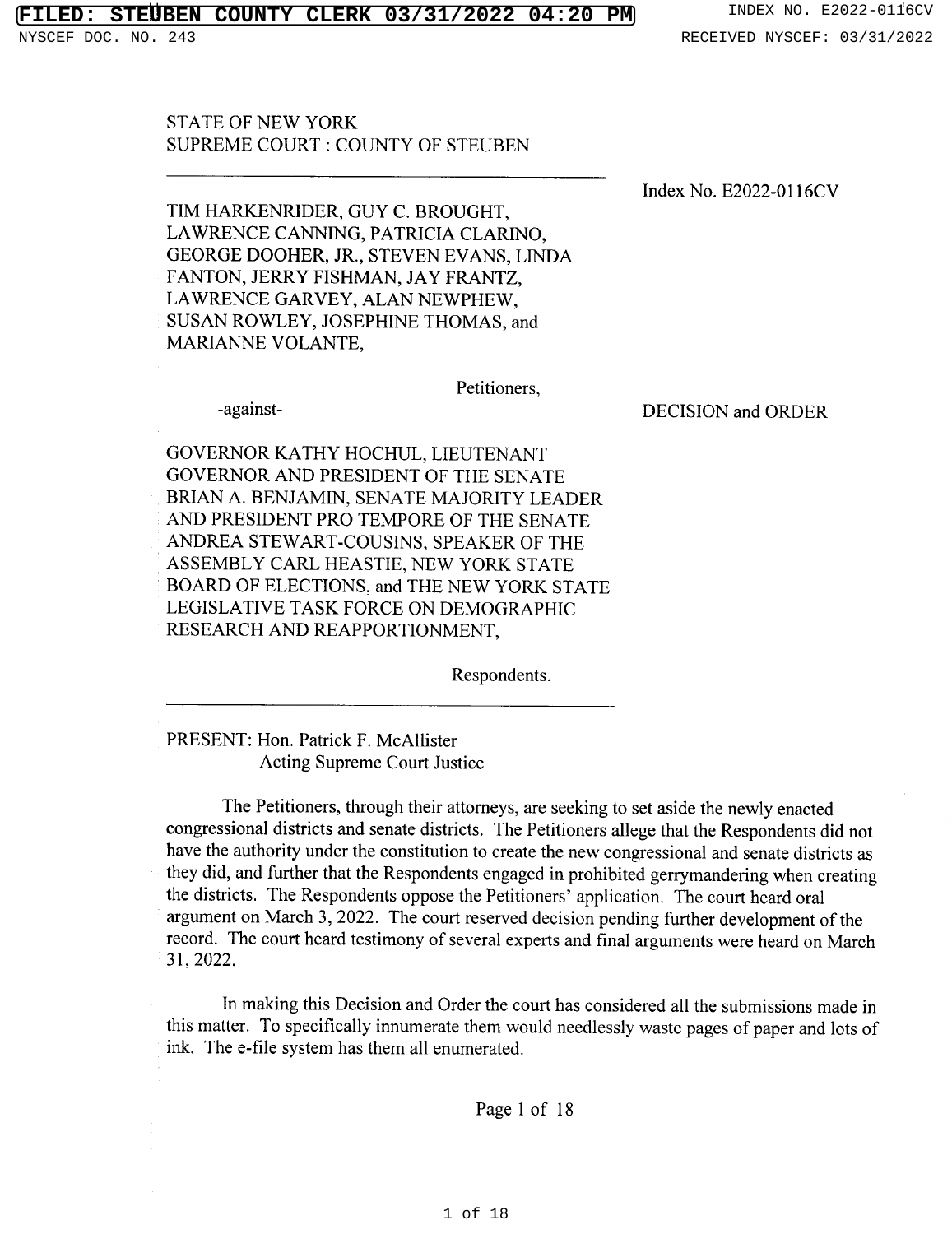STATE OF NEW YORK
SUPREME COURT : COUNTY OF STEUBEN

Index No. E2022-0116CV

TIM HARKENRIDER, GUY C. BROUGHT, LAWRENCE CANNING, PATRICIA CLARINO, GEORGE DOOHER, JR., STEVEN EVANS, LINDA FANTON, JERRY FISHMAN, JAY FRANTZ, LAWRENCE GARVEY, ALAN NEWPHEW, SUSAN ROWLEY, JOSEPHINE THOMAS, and MARIANNE VOLANTE,

Petitioners,

-against-

DECISION and ORDER

GOVERNOR KATHY HOCHUL, LIEUTENANT GOVERNOR AND PRESIDENT OF THE SENATE BRIAN A. BENJAMIN, SENATE MAJORITY LEADER AND PRESIDENT PRO TEMPORE OF THE SENATE ANDREA STEWART-COUSINS, SPEAKER OF THE ASSEMBLY CARL HEASTIE, NEW YORK STATE BOARD OF ELECTIONS, and THE NEW YORK STATE LEGISLATIVE TASK FORCE ON DEMOGRAPHIC RESEARCH AND REAPPORTIONMENT,

Respondents.

PRESENT: Hon. Patrick F. McAllister
Acting Supreme Court Justice

The Petitioners, through their attorneys, are seeking to set aside the newly enacted congressional districts and senate districts. The Petitioners allege that the Respondents did not have the authority under the constitution to create the new congressional and senate districts as they did, and further that the Respondents engaged in prohibited gerrymandering when creating the districts. The Respondents oppose the Petitioners' application. The court heard oral argument on March 3, 2022. The court reserved decision pending further development of the record. The court heard testimony of several experts and final arguments were heard on March 31, 2022.

In making this Decision and Order the court has considered all the submissions made in this matter. To specifically innumerate them would needlessly waste pages of paper and lots of ink. The e-file system has them all enumerated.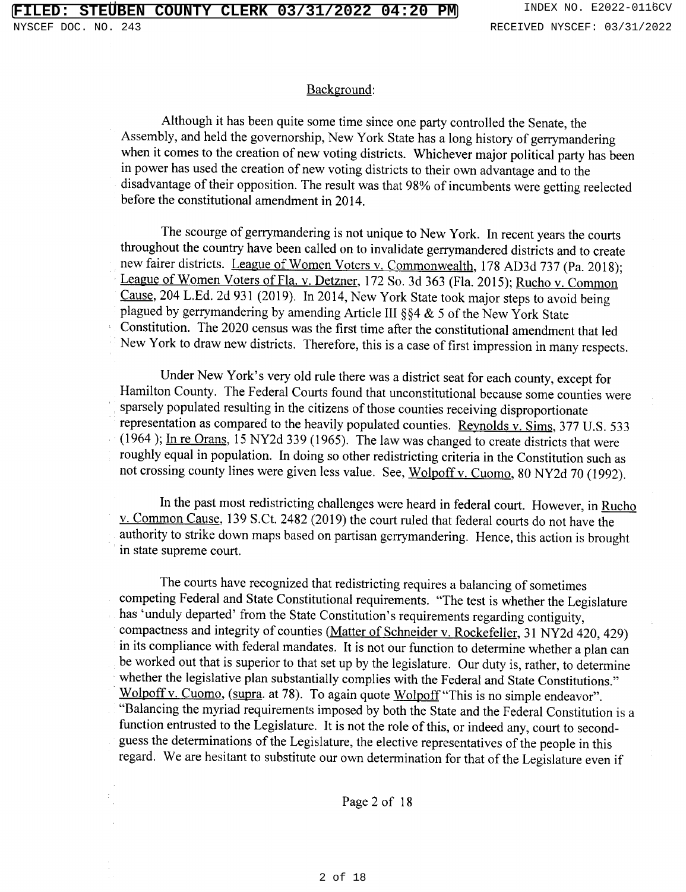Background:

Although it has been quite some time since one party controlled the Senate, the Assembly, and held the governorship, New York State has a long history of gerrymandering when it comes to the creation of new voting districts. Whichever major political party has been in power has used the creation of new voting districts to their own advantage and to the disadvantage of their opposition. The result was that 98% of incumbents were getting reelected before the constitutional amendment in 2014.

The scourge of gerrymandering is not unique to New York. In recent years the courts throughout the country have been called on to invalidate gerrymandered districts and to create new fairer districts. League of Women Voters v. Commonwealth, 178 AD3d 737 (Pa. 2018); League of Women Voters of Fla. v. Detzner, 172 So. 3d 363 (Fla. 2015); Rucho v. Common Cause, 204 L.Ed. 2d 931 (2019). In 2014, New York State took major steps to avoid being plagued by gerrymandering by amending Article III §§4 & 5 of the New York State Constitution. The 2020 census was the first time after the constitutional amendment that led New York to draw new districts. Therefore, this is a case of first impression in many respects.

Under New York's very old rule there was a district seat for each county, except for Hamilton County. The Federal Courts found that unconstitutional because some counties were sparsely populated resulting in the citizens of those counties receiving disproportionate representation as compared to the heavily populated counties. Reynolds v. Sims, 377 U.S. 533 (1964 ); In re Orans, 15 NY2d 339 (1965). The law was changed to create districts that were roughly equal in population. In doing so other redistricting criteria in the Constitution such as not crossing county lines were given less value. See, Wolpoff v. Cuomo, 80 NY2d 70 (1992).

In the past most redistricting challenges were heard in federal court. However, in Rucho v. Common Cause, 139 S.Ct. 2482 (2019) the court ruled that federal courts do not have the authority to strike down maps based on partisan gerrymandering. Hence, this action is brought in state supreme court.

The courts have recognized that redistricting requires a balancing of sometimes competing Federal and State Constitutional requirements. "The test is whether the Legislature has 'unduly departed' from the State Constitution's requirements regarding contiguity, compactness and integrity of counties (Matter of Schneider v. Rockefeller, 31 NY2d 420, 429) in its compliance with federal mandates. It is not our function to determine whether a plan can be worked out that is superior to that set up by the legislature. Our duty is, rather, to determine whether the legislative plan substantially complies with the Federal and State Constitutions." Wolpoff v. Cuomo, (supra. at 78). To again quote Wolpoff "This is no simple endeavor". "Balancing the myriad requirements imposed by both the State and the Federal Constitution is a function entrusted to the Legislature. It is not the role of this, or indeed any, court to second-guess the determinations of the Legislature, the elective representatives of the people in this regard. We are hesitant to substitute our own determination for that of the Legislature even if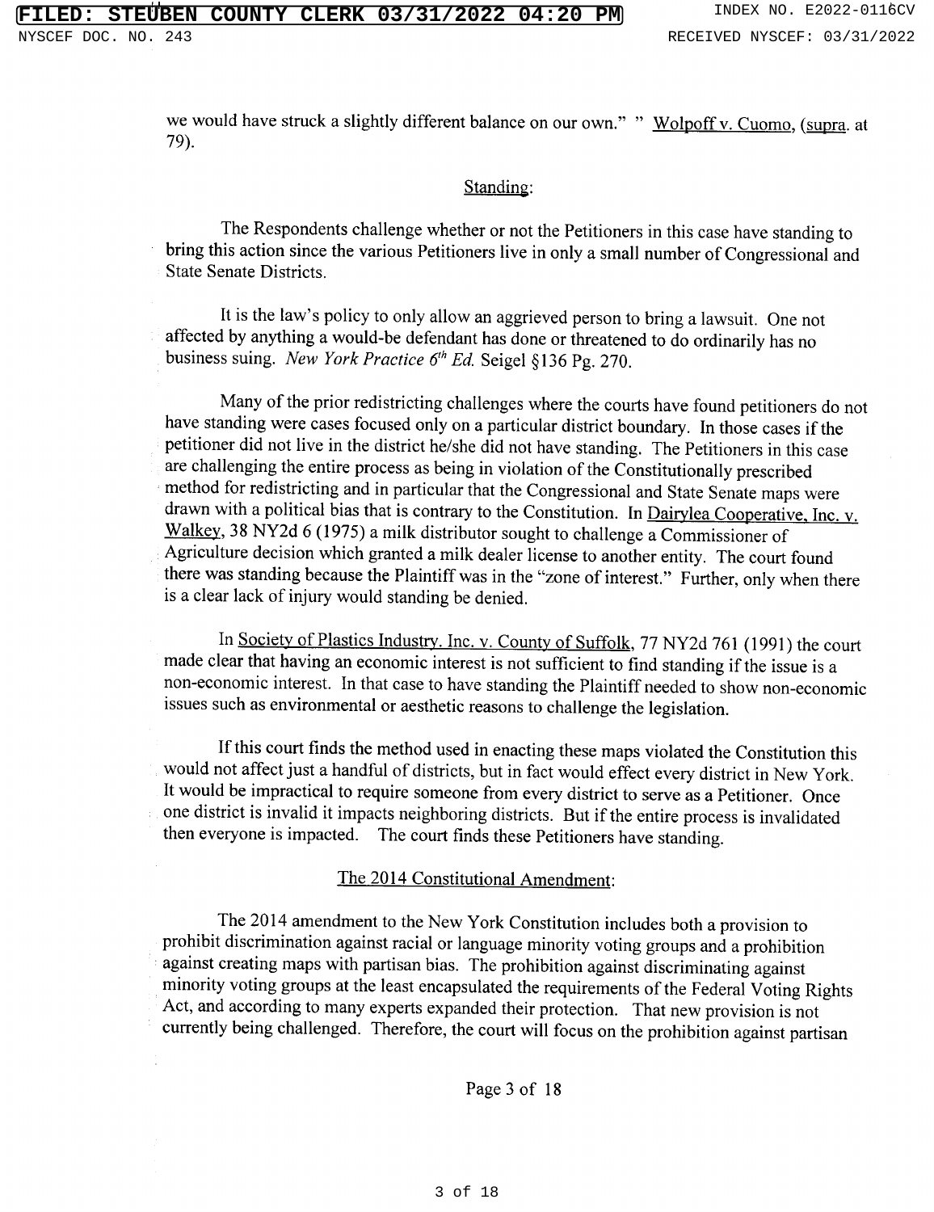we would have struck a slightly different balance on our own." " Wolpoff v. Cuomo, (supra. at 79).

## Standing:

The Respondents challenge whether or not the Petitioners in this case have standing to bring this action since the various Petitioners live in only a small number of Congressional and State Senate Districts.

It is the law's policy to only allow an aggrieved person to bring a lawsuit. One not affected by anything a would-be defendant has done or threatened to do ordinarily has no business suing. *New York Practice 6th Ed.* Seigel §136 Pg. 270.

Many of the prior redistricting challenges where the courts have found petitioners do not have standing were cases focused only on a particular district boundary. In those cases if the petitioner did not live in the district he/she did not have standing. The Petitioners in this case are challenging the entire process as being in violation of the Constitutionally prescribed method for redistricting and in particular that the Congressional and State Senate maps were drawn with a political bias that is contrary to the Constitution. In Dairylea Cooperative, Inc. v. Walkey, 38 NY2d 6 (1975) a milk distributor sought to challenge a Commissioner of Agriculture decision which granted a milk dealer license to another entity. The court found there was standing because the Plaintiff was in the "zone of interest." Further, only when there is a clear lack of injury would standing be denied.

In Society of Plastics Industry, Inc. v. County of Suffolk, 77 NY2d 761 (1991) the court made clear that having an economic interest is not sufficient to find standing if the issue is a non-economic interest. In that case to have standing the Plaintiff needed to show non-economic issues such as environmental or aesthetic reasons to challenge the legislation.

If this court finds the method used in enacting these maps violated the Constitution this would not affect just a handful of districts, but in fact would effect every district in New York. It would be impractical to require someone from every district to serve as a Petitioner. Once one district is invalid it impacts neighboring districts. But if the entire process is invalidated then everyone is impacted. The court finds these Petitioners have standing.

## The 2014 Constitutional Amendment:

The 2014 amendment to the New York Constitution includes both a provision to prohibit discrimination against racial or language minority voting groups and a prohibition against creating maps with partisan bias. The prohibition against discriminating against minority voting groups at the least encapsulated the requirements of the Federal Voting Rights Act, and according to many experts expanded their protection. That new provision is not currently being challenged. Therefore, the court will focus on the prohibition against partisan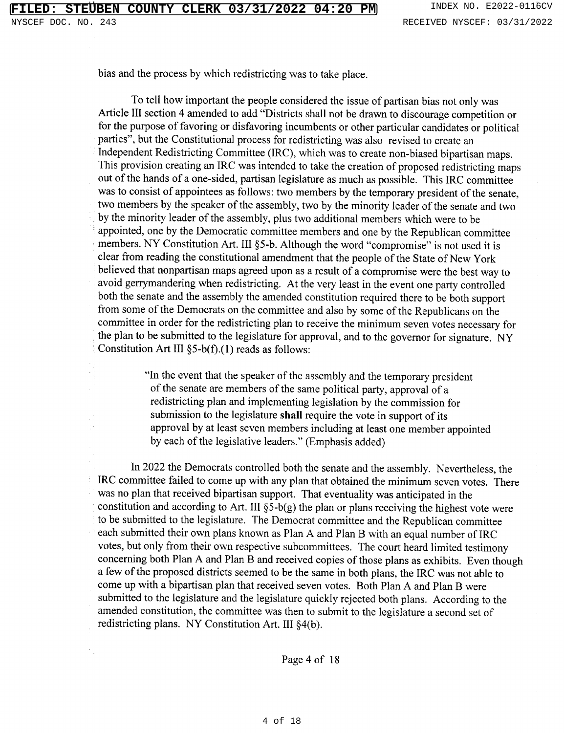bias and the process by which redistricting was to take place.

To tell how important the people considered the issue of partisan bias not only was Article III section 4 amended to add "Districts shall not be drawn to discourage competition or for the purpose of favoring or disfavoring incumbents or other particular candidates or political parties", but the Constitutional process for redistricting was also revised to create an Independent Redistricting Committee (IRC), which was to create non-biased bipartisan maps. This provision creating an IRC was intended to take the creation of proposed redistricting maps out of the hands of a one-sided, partisan legislature as much as possible. This IRC committee was to consist of appointees as follows: two members by the temporary president of the senate, two members by the speaker of the assembly, two by the minority leader of the senate and two by the minority leader of the assembly, plus two additional members which were to be appointed, one by the Democratic committee members and one by the Republican committee members. NY Constitution Art. III §5-b. Although the word "compromise" is not used it is clear from reading the constitutional amendment that the people of the State of New York believed that nonpartisan maps agreed upon as a result of a compromise were the best way to avoid gerrymandering when redistricting. At the very least in the event one party controlled both the senate and the assembly the amended constitution required there to be both support from some of the Democrats on the committee and also by some of the Republicans on the committee in order for the redistricting plan to receive the minimum seven votes necessary for the plan to be submitted to the legislature for approval, and to the governor for signature. NY Constitution Art III §5-b(f).(1) reads as follows:

> "In the event that the speaker of the assembly and the temporary president of the senate are members of the same political party, approval of a redistricting plan and implementing legislation by the commission for submission to the legislature **shall** require the vote in support of its approval by at least seven members including at least one member appointed by each of the legislative leaders." (Emphasis added)

In 2022 the Democrats controlled both the senate and the assembly. Nevertheless, the IRC committee failed to come up with any plan that obtained the minimum seven votes. There was no plan that received bipartisan support. That eventuality was anticipated in the constitution and according to Art. III §5-b(g) the plan or plans receiving the highest vote were to be submitted to the legislature. The Democrat committee and the Republican committee each submitted their own plans known as Plan A and Plan B with an equal number of IRC votes, but only from their own respective subcommittees. The court heard limited testimony concerning both Plan A and Plan B and received copies of those plans as exhibits. Even though a few of the proposed districts seemed to be the same in both plans, the IRC was not able to come up with a bipartisan plan that received seven votes. Both Plan A and Plan B were submitted to the legislature and the legislature quickly rejected both plans. According to the amended constitution, the committee was then to submit to the legislature a second set of redistricting plans. NY Constitution Art. III §4(b).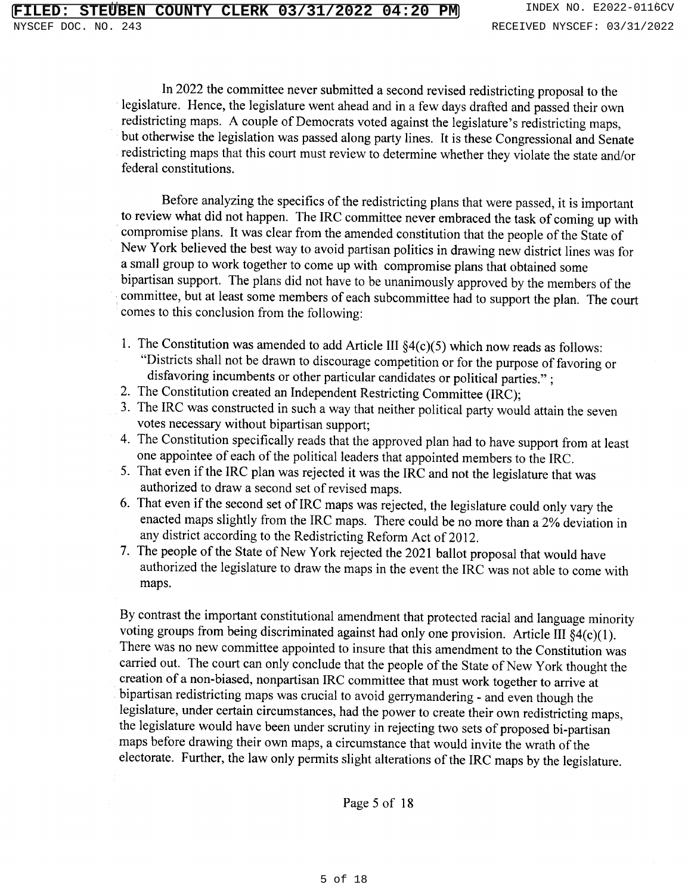In 2022 the committee never submitted a second revised redistricting proposal to the legislature. Hence, the legislature went ahead and in a few days drafted and passed their own redistricting maps. A couple of Democrats voted against the legislature's redistricting maps, but otherwise the legislation was passed along party lines. It is these Congressional and Senate redistricting maps that this court must review to determine whether they violate the state and/or federal constitutions.

Before analyzing the specifics of the redistricting plans that were passed, it is important to review what did not happen. The IRC committee never embraced the task of coming up with compromise plans. It was clear from the amended constitution that the people of the State of New York believed the best way to avoid partisan politics in drawing new district lines was for a small group to work together to come up with compromise plans that obtained some bipartisan support. The plans did not have to be unanimously approved by the members of the committee, but at least some members of each subcommittee had to support the plan. The court comes to this conclusion from the following:

1. The Constitution was amended to add Article III §4(c)(5) which now reads as follows: "Districts shall not be drawn to discourage competition or for the purpose of favoring or disfavoring incumbents or other particular candidates or political parties." ;
2. The Constitution created an Independent Restricting Committee (IRC);
3. The IRC was constructed in such a way that neither political party would attain the seven votes necessary without bipartisan support;
4. The Constitution specifically reads that the approved plan had to have support from at least one appointee of each of the political leaders that appointed members to the IRC.
5. That even if the IRC plan was rejected it was the IRC and not the legislature that was authorized to draw a second set of revised maps.
6. That even if the second set of IRC maps was rejected, the legislature could only vary the enacted maps slightly from the IRC maps. There could be no more than a 2% deviation in any district according to the Redistricting Reform Act of 2012.
7. The people of the State of New York rejected the 2021 ballot proposal that would have authorized the legislature to draw the maps in the event the IRC was not able to come with maps.

By contrast the important constitutional amendment that protected racial and language minority voting groups from being discriminated against had only one provision. Article III §4(c)(1). There was no new committee appointed to insure that this amendment to the Constitution was carried out. The court can only conclude that the people of the State of New York thought the creation of a non-biased, nonpartisan IRC committee that must work together to arrive at bipartisan redistricting maps was crucial to avoid gerrymandering - and even though the legislature, under certain circumstances, had the power to create their own redistricting maps, the legislature would have been under scrutiny in rejecting two sets of proposed bi-partisan maps before drawing their own maps, a circumstance that would invite the wrath of the electorate. Further, the law only permits slight alterations of the IRC maps by the legislature.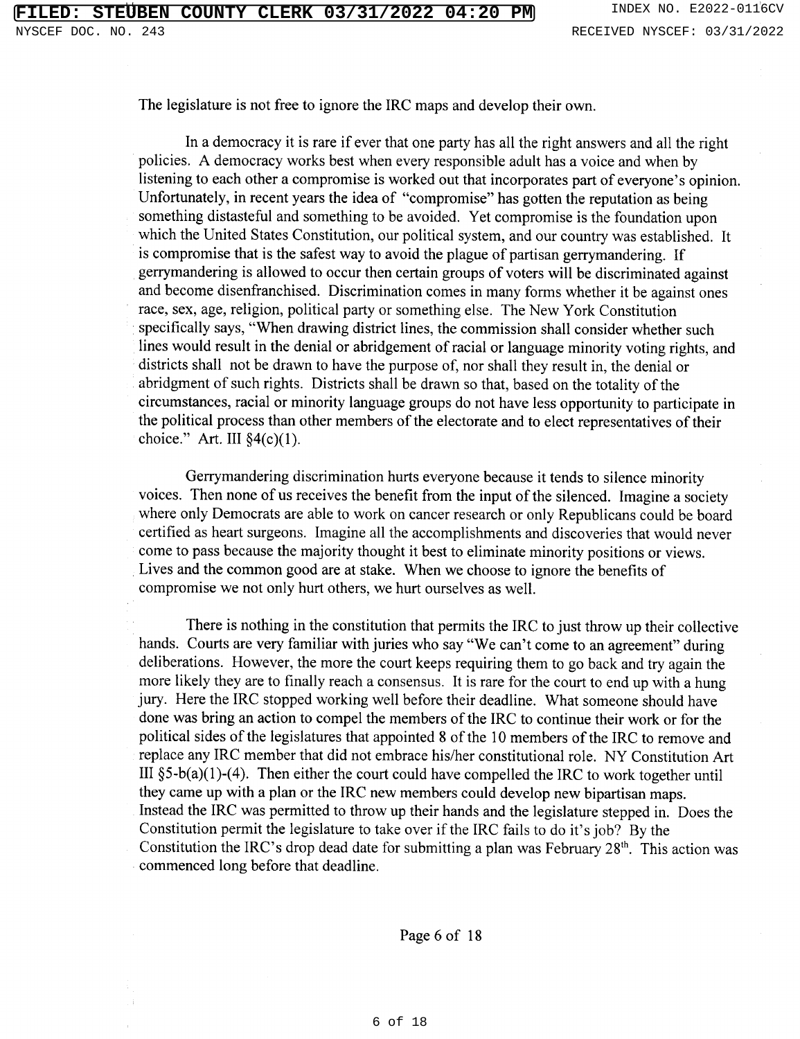The legislature is not free to ignore the IRC maps and develop their own.

In a democracy it is rare if ever that one party has all the right answers and all the right policies. A democracy works best when every responsible adult has a voice and when by listening to each other a compromise is worked out that incorporates part of everyone's opinion. Unfortunately, in recent years the idea of "compromise" has gotten the reputation as being something distasteful and something to be avoided. Yet compromise is the foundation upon which the United States Constitution, our political system, and our country was established. It is compromise that is the safest way to avoid the plague of partisan gerrymandering. If gerrymandering is allowed to occur then certain groups of voters will be discriminated against and become disenfranchised. Discrimination comes in many forms whether it be against ones race, sex, age, religion, political party or something else. The New York Constitution specifically says, "When drawing district lines, the commission shall consider whether such lines would result in the denial or abridgement of racial or language minority voting rights, and districts shall not be drawn to have the purpose of, nor shall they result in, the denial or abridgment of such rights. Districts shall be drawn so that, based on the totality of the circumstances, racial or minority language groups do not have less opportunity to participate in the political process than other members of the electorate and to elect representatives of their choice." Art. III §4(c)(1).

Gerrymandering discrimination hurts everyone because it tends to silence minority voices. Then none of us receives the benefit from the input of the silenced. Imagine a society where only Democrats are able to work on cancer research or only Republicans could be board certified as heart surgeons. Imagine all the accomplishments and discoveries that would never come to pass because the majority thought it best to eliminate minority positions or views. Lives and the common good are at stake. When we choose to ignore the benefits of compromise we not only hurt others, we hurt ourselves as well.

There is nothing in the constitution that permits the IRC to just throw up their collective hands. Courts are very familiar with juries who say "We can't come to an agreement" during deliberations. However, the more the court keeps requiring them to go back and try again the more likely they are to finally reach a consensus. It is rare for the court to end up with a hung jury. Here the IRC stopped working well before their deadline. What someone should have done was bring an action to compel the members of the IRC to continue their work or for the political sides of the legislatures that appointed 8 of the 10 members of the IRC to remove and replace any IRC member that did not embrace his/her constitutional role. NY Constitution Art III §5-b(a)(1)-(4). Then either the court could have compelled the IRC to work together until they came up with a plan or the IRC new members could develop new bipartisan maps. Instead the IRC was permitted to throw up their hands and the legislature stepped in. Does the Constitution permit the legislature to take over if the IRC fails to do it's job? By the Constitution the IRC's drop dead date for submitting a plan was February 28th. This action was commenced long before that deadline.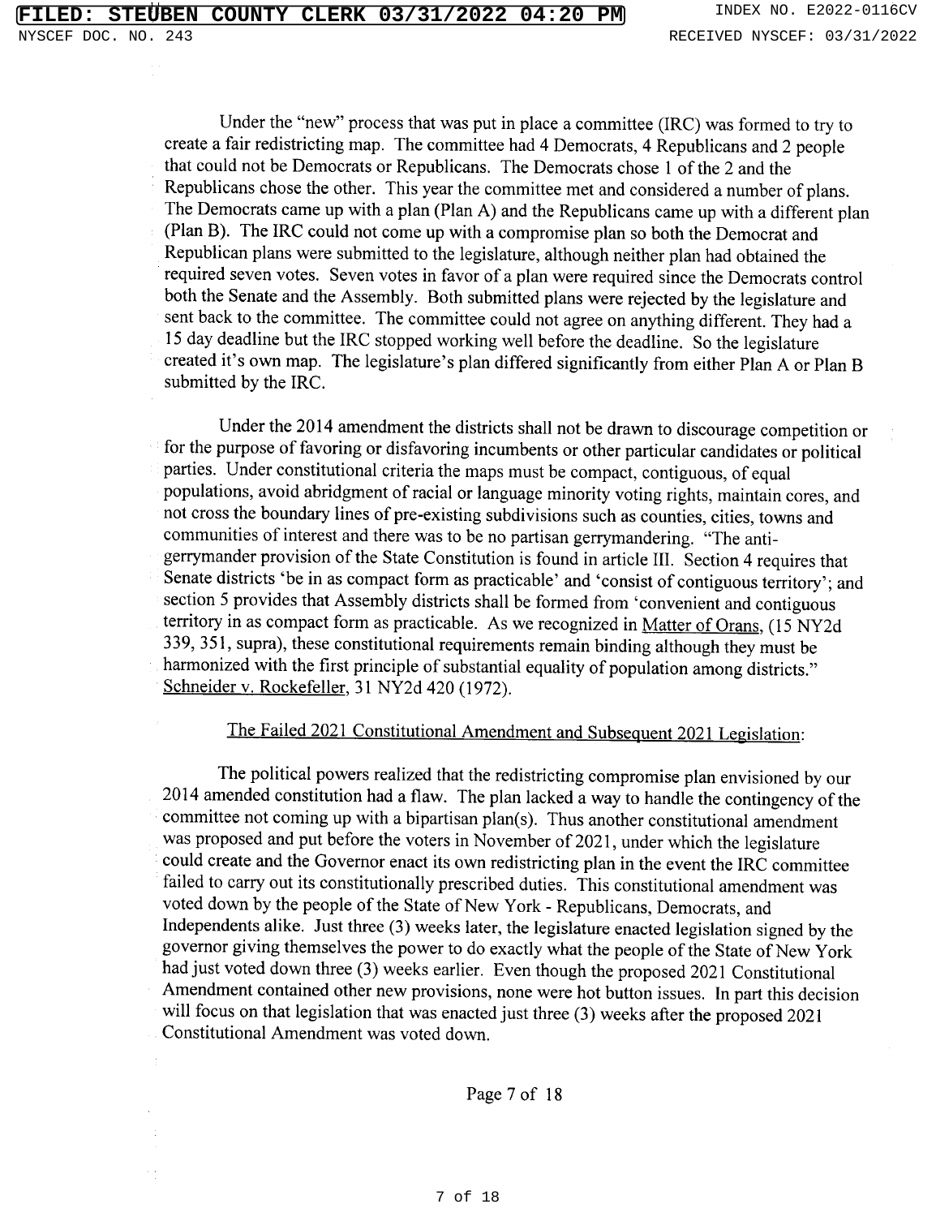Under the "new" process that was put in place a committee (IRC) was formed to try to create a fair redistricting map. The committee had 4 Democrats, 4 Republicans and 2 people that could not be Democrats or Republicans. The Democrats chose 1 of the 2 and the Republicans chose the other. This year the committee met and considered a number of plans. The Democrats came up with a plan (Plan A) and the Republicans came up with a different plan (Plan B). The IRC could not come up with a compromise plan so both the Democrat and Republican plans were submitted to the legislature, although neither plan had obtained the required seven votes. Seven votes in favor of a plan were required since the Democrats control both the Senate and the Assembly. Both submitted plans were rejected by the legislature and sent back to the committee. The committee could not agree on anything different. They had a 15 day deadline but the IRC stopped working well before the deadline. So the legislature created it's own map. The legislature's plan differed significantly from either Plan A or Plan B submitted by the IRC.

Under the 2014 amendment the districts shall not be drawn to discourage competition or for the purpose of favoring or disfavoring incumbents or other particular candidates or political parties. Under constitutional criteria the maps must be compact, contiguous, of equal populations, avoid abridgment of racial or language minority voting rights, maintain cores, and not cross the boundary lines of pre-existing subdivisions such as counties, cities, towns and communities of interest and there was to be no partisan gerrymandering. "The anti-gerrymander provision of the State Constitution is found in article III. Section 4 requires that Senate districts 'be in as compact form as practicable' and 'consist of contiguous territory'; and section 5 provides that Assembly districts shall be formed from 'convenient and contiguous territory in as compact form as practicable. As we recognized in Matter of Orans, (15 NY2d 339, 351, supra), these constitutional requirements remain binding although they must be harmonized with the first principle of substantial equality of population among districts." Schneider v. Rockefeller, 31 NY2d 420 (1972).

## The Failed 2021 Constitutional Amendment and Subsequent 2021 Legislation:

The political powers realized that the redistricting compromise plan envisioned by our 2014 amended constitution had a flaw. The plan lacked a way to handle the contingency of the committee not coming up with a bipartisan plan(s). Thus another constitutional amendment was proposed and put before the voters in November of 2021, under which the legislature could create and the Governor enact its own redistricting plan in the event the IRC committee failed to carry out its constitutionally prescribed duties. This constitutional amendment was voted down by the people of the State of New York - Republicans, Democrats, and Independents alike. Just three (3) weeks later, the legislature enacted legislation signed by the governor giving themselves the power to do exactly what the people of the State of New York had just voted down three (3) weeks earlier. Even though the proposed 2021 Constitutional Amendment contained other new provisions, none were hot button issues. In part this decision will focus on that legislation that was enacted just three (3) weeks after the proposed 2021 Constitutional Amendment was voted down.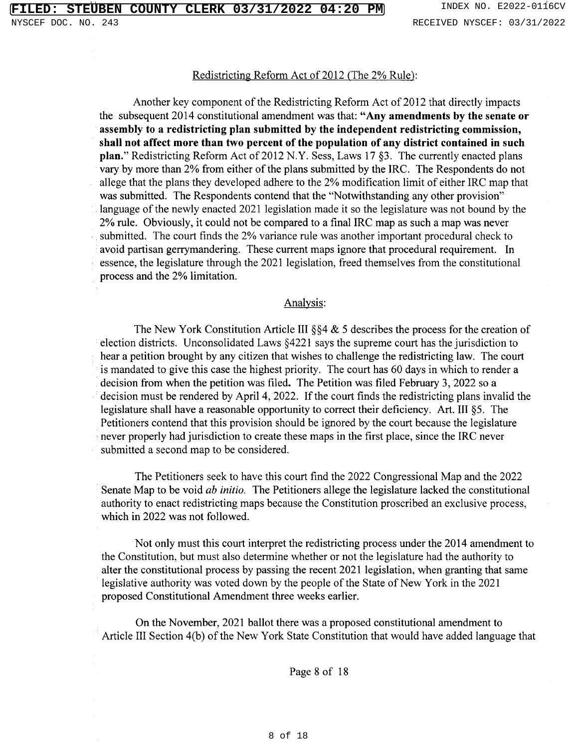Redistricting Reform Act of 2012 (The 2% Rule):

Another key component of the Redistricting Reform Act of 2012 that directly impacts the subsequent 2014 constitutional amendment was that: **"Any amendments by the senate or assembly to a redistricting plan submitted by the independent redistricting commission, shall not affect more than two percent of the population of any district contained in such plan."** Redistricting Reform Act of 2012 N.Y. Sess, Laws 17 §3. The currently enacted plans vary by more than 2% from either of the plans submitted by the IRC. The Respondents do not allege that the plans they developed adhere to the 2% modification limit of either IRC map that was submitted. The Respondents contend that the "Notwithstanding any other provision" language of the newly enacted 2021 legislation made it so the legislature was not bound by the 2% rule. Obviously, it could not be compared to a final IRC map as such a map was never submitted. The court finds the 2% variance rule was another important procedural check to avoid partisan gerrymandering. These current maps ignore that procedural requirement. In essence, the legislature through the 2021 legislation, freed themselves from the constitutional process and the 2% limitation.

Analysis:

The New York Constitution Article III §§4 & 5 describes the process for the creation of election districts. Unconsolidated Laws §4221 says the supreme court has the jurisdiction to hear a petition brought by any citizen that wishes to challenge the redistricting law. The court is mandated to give this case the highest priority. The court has 60 days in which to render a decision from when the petition was filed. The Petition was filed February 3, 2022 so a decision must be rendered by April 4, 2022. If the court finds the redistricting plans invalid the legislature shall have a reasonable opportunity to correct their deficiency. Art. III §5. The Petitioners contend that this provision should be ignored by the court because the legislature never properly had jurisdiction to create these maps in the first place, since the IRC never submitted a second map to be considered.

The Petitioners seek to have this court find the 2022 Congressional Map and the 2022 Senate Map to be void *ab initio*. The Petitioners allege the legislature lacked the constitutional authority to enact redistricting maps because the Constitution proscribed an exclusive process, which in 2022 was not followed.

Not only must this court interpret the redistricting process under the 2014 amendment to the Constitution, but must also determine whether or not the legislature had the authority to alter the constitutional process by passing the recent 2021 legislation, when granting that same legislative authority was voted down by the people of the State of New York in the 2021 proposed Constitutional Amendment three weeks earlier.

On the November, 2021 ballot there was a proposed constitutional amendment to Article III Section 4(b) of the New York State Constitution that would have added language that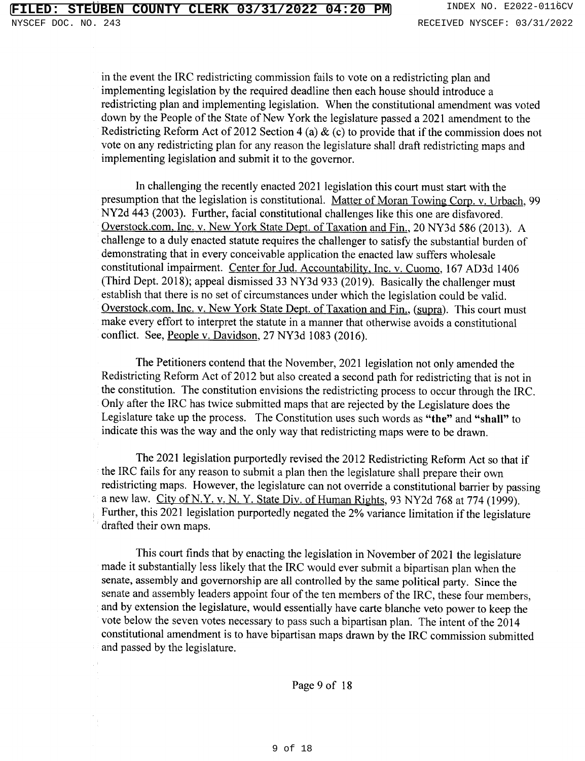in the event the IRC redistricting commission fails to vote on a redistricting plan and implementing legislation by the required deadline then each house should introduce a redistricting plan and implementing legislation. When the constitutional amendment was voted down by the People of the State of New York the legislature passed a 2021 amendment to the Redistricting Reform Act of 2012 Section 4 (a) & (c) to provide that if the commission does not vote on any redistricting plan for any reason the legislature shall draft redistricting maps and implementing legislation and submit it to the governor.

In challenging the recently enacted 2021 legislation this court must start with the presumption that the legislation is constitutional. Matter of Moran Towing Corp. v. Urbach, 99 NY2d 443 (2003). Further, facial constitutional challenges like this one are disfavored. Overstock.com, Inc. v. New York State Dept. of Taxation and Fin., 20 NY3d 586 (2013). A challenge to a duly enacted statute requires the challenger to satisfy the substantial burden of demonstrating that in every conceivable application the enacted law suffers wholesale constitutional impairment. Center for Jud. Accountability, Inc. v. Cuomo, 167 AD3d 1406 (Third Dept. 2018); appeal dismissed 33 NY3d 933 (2019). Basically the challenger must establish that there is no set of circumstances under which the legislation could be valid. Overstock.com, Inc. v. New York State Dept. of Taxation and Fin., (supra). This court must make every effort to interpret the statute in a manner that otherwise avoids a constitutional conflict. See, People v. Davidson, 27 NY3d 1083 (2016).

The Petitioners contend that the November, 2021 legislation not only amended the Redistricting Reform Act of 2012 but also created a second path for redistricting that is not in the constitution. The constitution envisions the redistricting process to occur through the IRC. Only after the IRC has twice submitted maps that are rejected by the Legislature does the Legislature take up the process. The Constitution uses such words as **"the"** and **"shall"** to indicate this was the way and the only way that redistricting maps were to be drawn.

The 2021 legislation purportedly revised the 2012 Redistricting Reform Act so that if the IRC fails for any reason to submit a plan then the legislature shall prepare their own redistricting maps. However, the legislature can not override a constitutional barrier by passing a new law. City of N.Y. v. N. Y. State Div. of Human Rights, 93 NY2d 768 at 774 (1999). Further, this 2021 legislation purportedly negated the 2% variance limitation if the legislature drafted their own maps.

This court finds that by enacting the legislation in November of 2021 the legislature made it substantially less likely that the IRC would ever submit a bipartisan plan when the senate, assembly and governorship are all controlled by the same political party. Since the senate and assembly leaders appoint four of the ten members of the IRC, these four members, and by extension the legislature, would essentially have carte blanche veto power to keep the vote below the seven votes necessary to pass such a bipartisan plan. The intent of the 2014 constitutional amendment is to have bipartisan maps drawn by the IRC commission submitted and passed by the legislature.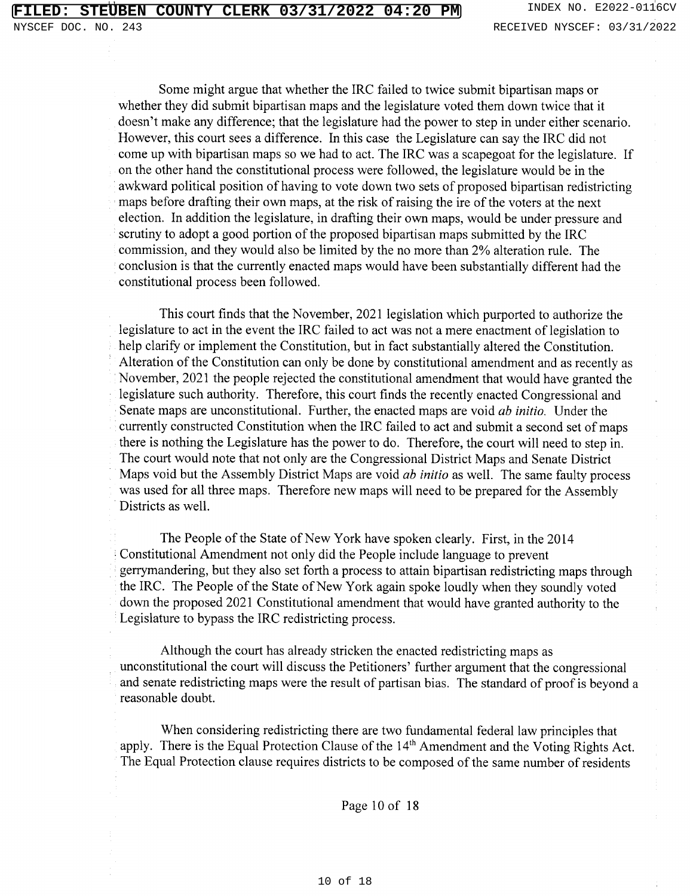Some might argue that whether the IRC failed to twice submit bipartisan maps or whether they did submit bipartisan maps and the legislature voted them down twice that it doesn't make any difference; that the legislature had the power to step in under either scenario. However, this court sees a difference. In this case the Legislature can say the IRC did not come up with bipartisan maps so we had to act. The IRC was a scapegoat for the legislature. If on the other hand the constitutional process were followed, the legislature would be in the awkward political position of having to vote down two sets of proposed bipartisan redistricting maps before drafting their own maps, at the risk of raising the ire of the voters at the next election. In addition the legislature, in drafting their own maps, would be under pressure and scrutiny to adopt a good portion of the proposed bipartisan maps submitted by the IRC commission, and they would also be limited by the no more than 2% alteration rule. The conclusion is that the currently enacted maps would have been substantially different had the constitutional process been followed.

This court finds that the November, 2021 legislation which purported to authorize the legislature to act in the event the IRC failed to act was not a mere enactment of legislation to help clarify or implement the Constitution, but in fact substantially altered the Constitution. Alteration of the Constitution can only be done by constitutional amendment and as recently as November, 2021 the people rejected the constitutional amendment that would have granted the legislature such authority. Therefore, this court finds the recently enacted Congressional and Senate maps are unconstitutional. Further, the enacted maps are void *ab initio*. Under the currently constructed Constitution when the IRC failed to act and submit a second set of maps there is nothing the Legislature has the power to do. Therefore, the court will need to step in. The court would note that not only are the Congressional District Maps and Senate District Maps void but the Assembly District Maps are void *ab initio* as well. The same faulty process was used for all three maps. Therefore new maps will need to be prepared for the Assembly Districts as well.

The People of the State of New York have spoken clearly. First, in the 2014 Constitutional Amendment not only did the People include language to prevent gerrymandering, but they also set forth a process to attain bipartisan redistricting maps through the IRC. The People of the State of New York again spoke loudly when they soundly voted down the proposed 2021 Constitutional amendment that would have granted authority to the Legislature to bypass the IRC redistricting process.

Although the court has already stricken the enacted redistricting maps as unconstitutional the court will discuss the Petitioners' further argument that the congressional and senate redistricting maps were the result of partisan bias. The standard of proof is beyond a reasonable doubt.

When considering redistricting there are two fundamental federal law principles that apply. There is the Equal Protection Clause of the 14th Amendment and the Voting Rights Act. The Equal Protection clause requires districts to be composed of the same number of residents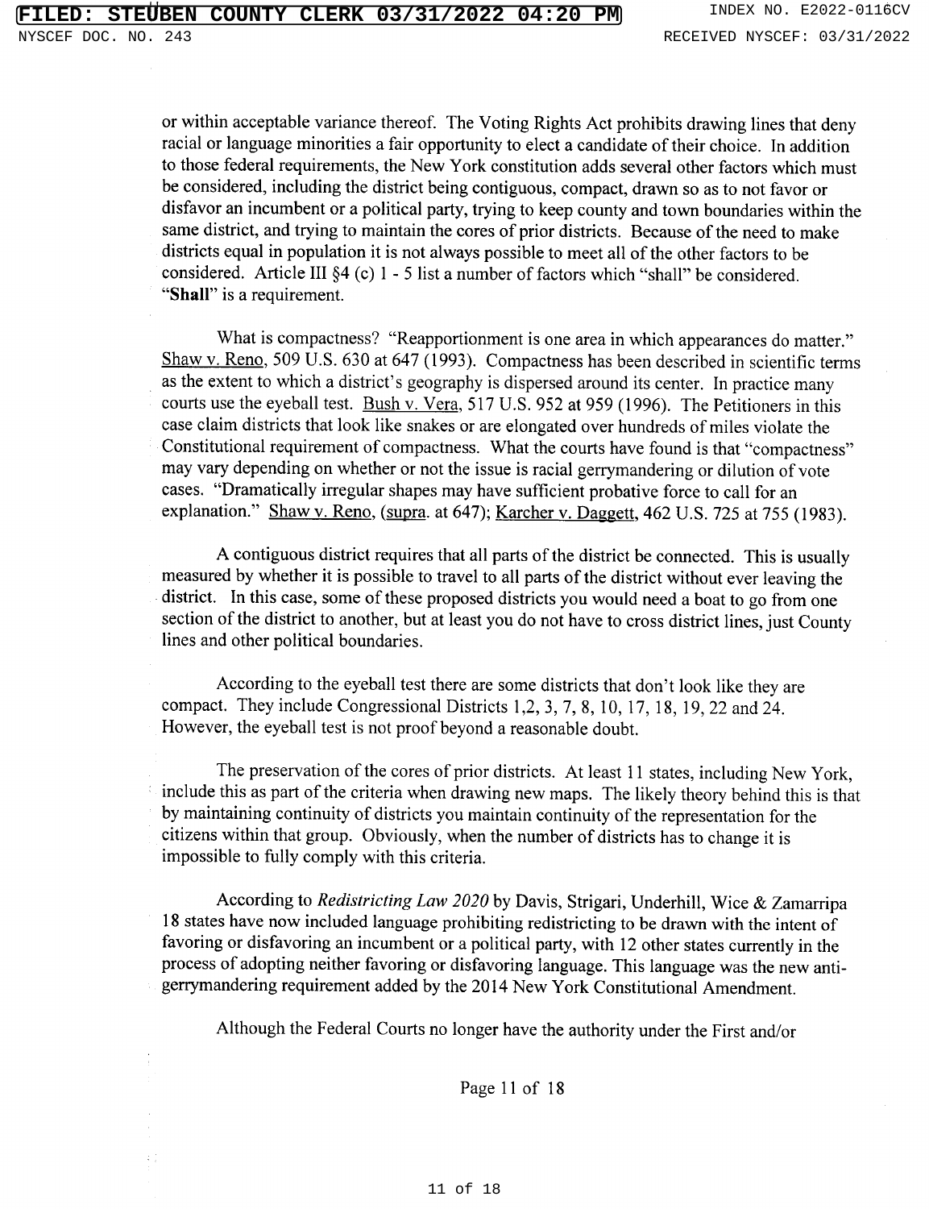or within acceptable variance thereof. The Voting Rights Act prohibits drawing lines that deny racial or language minorities a fair opportunity to elect a candidate of their choice. In addition to those federal requirements, the New York constitution adds several other factors which must be considered, including the district being contiguous, compact, drawn so as to not favor or disfavor an incumbent or a political party, trying to keep county and town boundaries within the same district, and trying to maintain the cores of prior districts. Because of the need to make districts equal in population it is not always possible to meet all of the other factors to be considered. Article III §4 (c) 1 - 5 list a number of factors which "shall" be considered. "**Shall**" is a requirement.

What is compactness? "Reapportionment is one area in which appearances do matter." Shaw v. Reno, 509 U.S. 630 at 647 (1993). Compactness has been described in scientific terms as the extent to which a district's geography is dispersed around its center. In practice many courts use the eyeball test. Bush v. Vera, 517 U.S. 952 at 959 (1996). The Petitioners in this case claim districts that look like snakes or are elongated over hundreds of miles violate the Constitutional requirement of compactness. What the courts have found is that "compactness" may vary depending on whether or not the issue is racial gerrymandering or dilution of vote cases. "Dramatically irregular shapes may have sufficient probative force to call for an explanation." Shaw v. Reno, (supra. at 647); Karcher v. Daggett, 462 U.S. 725 at 755 (1983).

A contiguous district requires that all parts of the district be connected. This is usually measured by whether it is possible to travel to all parts of the district without ever leaving the district. In this case, some of these proposed districts you would need a boat to go from one section of the district to another, but at least you do not have to cross district lines, just County lines and other political boundaries.

According to the eyeball test there are some districts that don't look like they are compact. They include Congressional Districts 1,2, 3, 7, 8, 10, 17, 18, 19, 22 and 24. However, the eyeball test is not proof beyond a reasonable doubt.

The preservation of the cores of prior districts. At least 11 states, including New York, include this as part of the criteria when drawing new maps. The likely theory behind this is that by maintaining continuity of districts you maintain continuity of the representation for the citizens within that group. Obviously, when the number of districts has to change it is impossible to fully comply with this criteria.

According to *Redistricting Law 2020* by Davis, Strigari, Underhill, Wice & Zamarripa 18 states have now included language prohibiting redistricting to be drawn with the intent of favoring or disfavoring an incumbent or a political party, with 12 other states currently in the process of adopting neither favoring or disfavoring language. This language was the new anti-gerrymandering requirement added by the 2014 New York Constitutional Amendment.

Although the Federal Courts no longer have the authority under the First and/or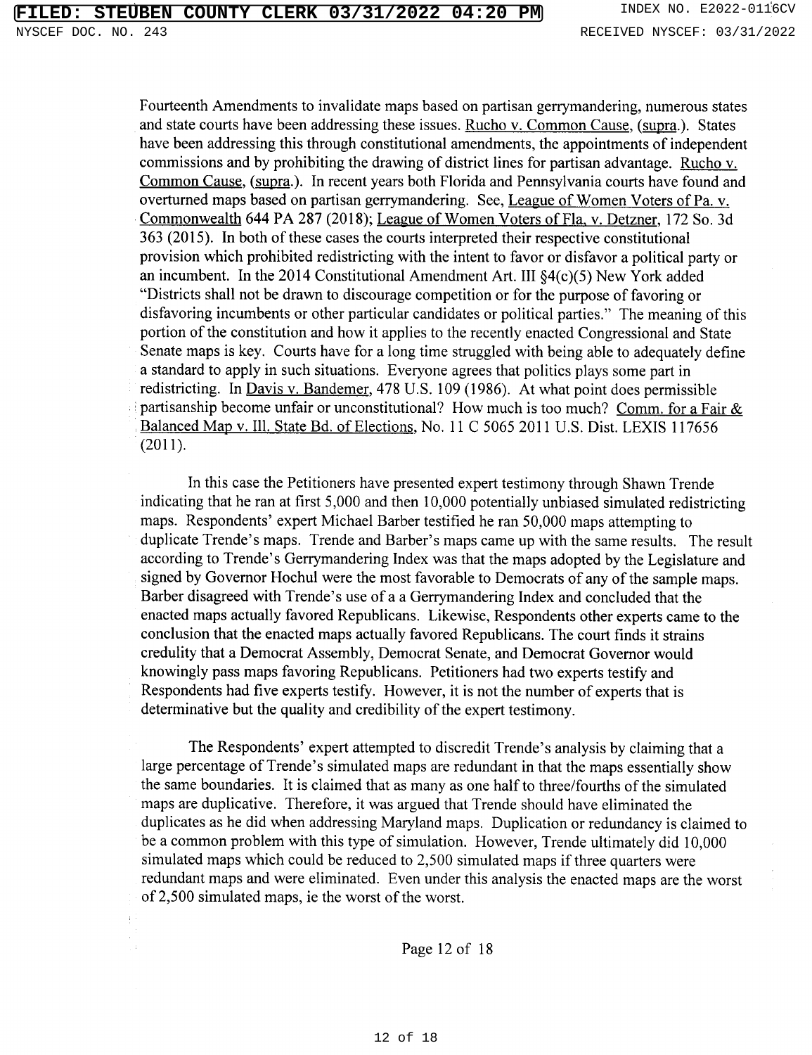Fourteenth Amendments to invalidate maps based on partisan gerrymandering, numerous states and state courts have been addressing these issues. Rucho v. Common Cause, (supra.). States have been addressing this through constitutional amendments, the appointments of independent commissions and by prohibiting the drawing of district lines for partisan advantage. Rucho v. Common Cause, (supra.). In recent years both Florida and Pennsylvania courts have found and overturned maps based on partisan gerrymandering. See, League of Women Voters of Pa. v. Commonwealth 644 PA 287 (2018); League of Women Voters of Fla. v. Detzner, 172 So. 3d 363 (2015). In both of these cases the courts interpreted their respective constitutional provision which prohibited redistricting with the intent to favor or disfavor a political party or an incumbent. In the 2014 Constitutional Amendment Art. III §4(c)(5) New York added "Districts shall not be drawn to discourage competition or for the purpose of favoring or disfavoring incumbents or other particular candidates or political parties." The meaning of this portion of the constitution and how it applies to the recently enacted Congressional and State Senate maps is key. Courts have for a long time struggled with being able to adequately define a standard to apply in such situations. Everyone agrees that politics plays some part in redistricting. In Davis v. Bandemer, 478 U.S. 109 (1986). At what point does permissible partisanship become unfair or unconstitutional? How much is too much? Comm. for a Fair & Balanced Map v. Ill. State Bd. of Elections, No. 11 C 5065 2011 U.S. Dist. LEXIS 117656 (2011).

In this case the Petitioners have presented expert testimony through Shawn Trende indicating that he ran at first 5,000 and then 10,000 potentially unbiased simulated redistricting maps. Respondents' expert Michael Barber testified he ran 50,000 maps attempting to duplicate Trende's maps. Trende and Barber's maps came up with the same results. The result according to Trende's Gerrymandering Index was that the maps adopted by the Legislature and signed by Governor Hochul were the most favorable to Democrats of any of the sample maps. Barber disagreed with Trende's use of a a Gerrymandering Index and concluded that the enacted maps actually favored Republicans. Likewise, Respondents other experts came to the conclusion that the enacted maps actually favored Republicans. The court finds it strains credulity that a Democrat Assembly, Democrat Senate, and Democrat Governor would knowingly pass maps favoring Republicans. Petitioners had two experts testify and Respondents had five experts testify. However, it is not the number of experts that is determinative but the quality and credibility of the expert testimony.

The Respondents' expert attempted to discredit Trende's analysis by claiming that a large percentage of Trende's simulated maps are redundant in that the maps essentially show the same boundaries. It is claimed that as many as one half to three/fourths of the simulated maps are duplicative. Therefore, it was argued that Trende should have eliminated the duplicates as he did when addressing Maryland maps. Duplication or redundancy is claimed to be a common problem with this type of simulation. However, Trende ultimately did 10,000 simulated maps which could be reduced to 2,500 simulated maps if three quarters were redundant maps and were eliminated. Even under this analysis the enacted maps are the worst of 2,500 simulated maps, ie the worst of the worst.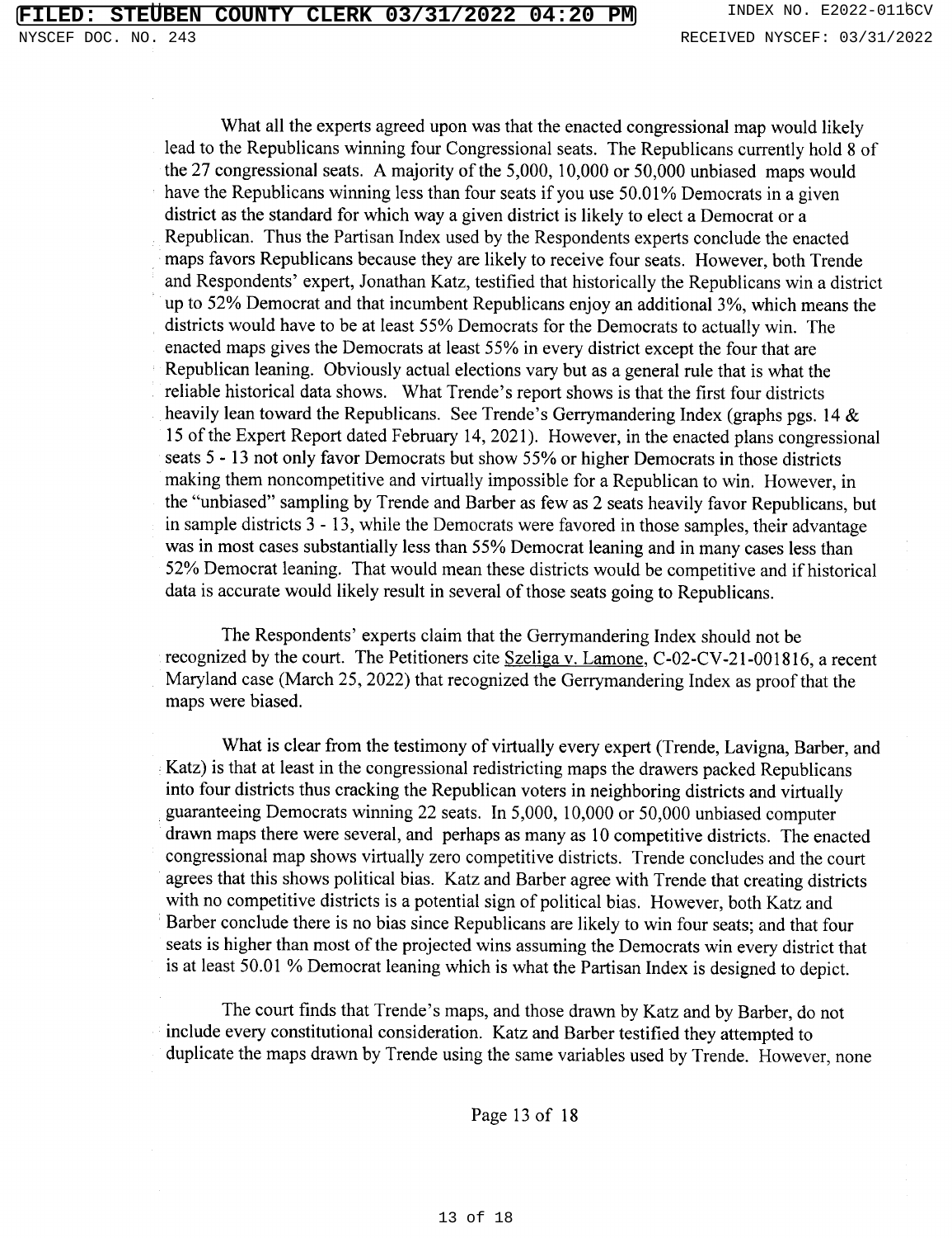What all the experts agreed upon was that the enacted congressional map would likely lead to the Republicans winning four Congressional seats. The Republicans currently hold 8 of the 27 congressional seats. A majority of the 5,000, 10,000 or 50,000 unbiased maps would have the Republicans winning less than four seats if you use 50.01% Democrats in a given district as the standard for which way a given district is likely to elect a Democrat or a Republican. Thus the Partisan Index used by the Respondents experts conclude the enacted maps favors Republicans because they are likely to receive four seats. However, both Trende and Respondents' expert, Jonathan Katz, testified that historically the Republicans win a district up to 52% Democrat and that incumbent Republicans enjoy an additional 3%, which means the districts would have to be at least 55% Democrats for the Democrats to actually win. The enacted maps gives the Democrats at least 55% in every district except the four that are Republican leaning. Obviously actual elections vary but as a general rule that is what the reliable historical data shows. What Trende's report shows is that the first four districts heavily lean toward the Republicans. See Trende's Gerrymandering Index (graphs pgs. 14 & 15 of the Expert Report dated February 14, 2021). However, in the enacted plans congressional seats 5 - 13 not only favor Democrats but show 55% or higher Democrats in those districts making them noncompetitive and virtually impossible for a Republican to win. However, in the "unbiased" sampling by Trende and Barber as few as 2 seats heavily favor Republicans, but in sample districts 3 - 13, while the Democrats were favored in those samples, their advantage was in most cases substantially less than 55% Democrat leaning and in many cases less than 52% Democrat leaning. That would mean these districts would be competitive and if historical data is accurate would likely result in several of those seats going to Republicans.

The Respondents' experts claim that the Gerrymandering Index should not be recognized by the court. The Petitioners cite Szeliga v. Lamone, C-02-CV-21-001816, a recent Maryland case (March 25, 2022) that recognized the Gerrymandering Index as proof that the maps were biased.

What is clear from the testimony of virtually every expert (Trende, Lavigna, Barber, and Katz) is that at least in the congressional redistricting maps the drawers packed Republicans into four districts thus cracking the Republican voters in neighboring districts and virtually guaranteeing Democrats winning 22 seats. In 5,000, 10,000 or 50,000 unbiased computer drawn maps there were several, and perhaps as many as 10 competitive districts. The enacted congressional map shows virtually zero competitive districts. Trende concludes and the court agrees that this shows political bias. Katz and Barber agree with Trende that creating districts with no competitive districts is a potential sign of political bias. However, both Katz and Barber conclude there is no bias since Republicans are likely to win four seats; and that four seats is higher than most of the projected wins assuming the Democrats win every district that is at least 50.01 % Democrat leaning which is what the Partisan Index is designed to depict.

The court finds that Trende's maps, and those drawn by Katz and by Barber, do not include every constitutional consideration. Katz and Barber testified they attempted to duplicate the maps drawn by Trende using the same variables used by Trende. However, none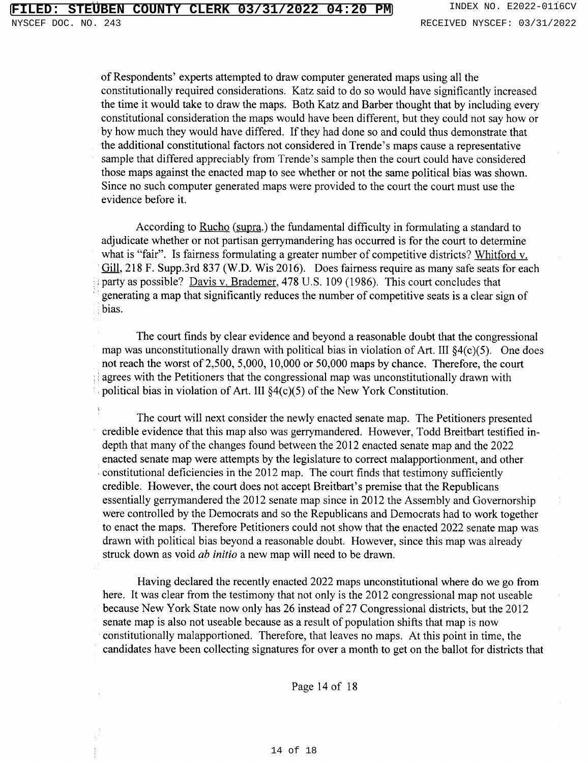of Respondents' experts attempted to draw computer generated maps using all the constitutionally required considerations. Katz said to do so would have significantly increased the time it would take to draw the maps. Both Katz and Barber thought that by including every constitutional consideration the maps would have been different, but they could not say how or by how much they would have differed. If they had done so and could thus demonstrate that the additional constitutional factors not considered in Trende's maps cause a representative sample that differed appreciably from Trende's sample then the court could have considered those maps against the enacted map to see whether or not the same political bias was shown. Since no such computer generated maps were provided to the court the court must use the evidence before it.

According to Rucho (supra.) the fundamental difficulty in formulating a standard to adjudicate whether or not partisan gerrymandering has occurred is for the court to determine what is "fair". Is fairness formulating a greater number of competitive districts? Whitford v. Gill, 218 F. Supp.3rd 837 (W.D. Wis 2016). Does fairness require as many safe seats for each party as possible? Davis v. Brademer, 478 U.S. 109 (1986). This court concludes that generating a map that significantly reduces the number of competitive seats is a clear sign of bias.

The court finds by clear evidence and beyond a reasonable doubt that the congressional map was unconstitutionally drawn with political bias in violation of Art. III §4(c)(5). One does not reach the worst of 2,500, 5,000, 10,000 or 50,000 maps by chance. Therefore, the court agrees with the Petitioners that the congressional map was unconstitutionally drawn with political bias in violation of Art. III §4(c)(5) of the New York Constitution.

The court will next consider the newly enacted senate map. The Petitioners presented credible evidence that this map also was gerrymandered. However, Todd Breitbart testified in-depth that many of the changes found between the 2012 enacted senate map and the 2022 enacted senate map were attempts by the legislature to correct malapportionment, and other constitutional deficiencies in the 2012 map. The court finds that testimony sufficiently credible. However, the court does not accept Breitbart's premise that the Republicans essentially gerrymandered the 2012 senate map since in 2012 the Assembly and Governorship were controlled by the Democrats and so the Republicans and Democrats had to work together to enact the maps. Therefore Petitioners could not show that the enacted 2022 senate map was drawn with political bias beyond a reasonable doubt. However, since this map was already struck down as void *ab initio* a new map will need to be drawn.

Having declared the recently enacted 2022 maps unconstitutional where do we go from here. It was clear from the testimony that not only is the 2012 congressional map not useable because New York State now only has 26 instead of 27 Congressional districts, but the 2012 senate map is also not useable because as a result of population shifts that map is now constitutionally malapportioned. Therefore, that leaves no maps. At this point in time, the candidates have been collecting signatures for over a month to get on the ballot for districts that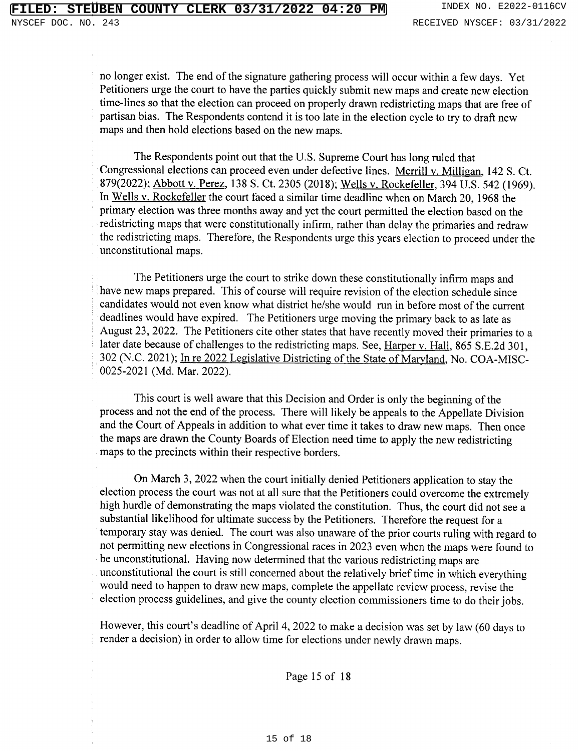no longer exist. The end of the signature gathering process will occur within a few days. Yet Petitioners urge the court to have the parties quickly submit new maps and create new election time-lines so that the election can proceed on properly drawn redistricting maps that are free of partisan bias. The Respondents contend it is too late in the election cycle to try to draft new maps and then hold elections based on the new maps.

The Respondents point out that the U.S. Supreme Court has long ruled that Congressional elections can proceed even under defective lines. Merrill v. Milligan, 142 S. Ct. 879(2022); Abbott v. Perez, 138 S. Ct. 2305 (2018); Wells v. Rockefeller, 394 U.S. 542 (1969). In Wells v. Rockefeller the court faced a similar time deadline when on March 20, 1968 the primary election was three months away and yet the court permitted the election based on the redistricting maps that were constitutionally infirm, rather than delay the primaries and redraw the redistricting maps. Therefore, the Respondents urge this years election to proceed under the unconstitutional maps.

The Petitioners urge the court to strike down these constitutionally infirm maps and have new maps prepared. This of course will require revision of the election schedule since candidates would not even know what district he/she would run in before most of the current deadlines would have expired. The Petitioners urge moving the primary back to as late as August 23, 2022. The Petitioners cite other states that have recently moved their primaries to a later date because of challenges to the redistricting maps. See, Harper v. Hall, 865 S.E.2d 301, 302 (N.C. 2021); In re 2022 Legislative Districting of the State of Maryland, No. COA-MISC-0025-2021 (Md. Mar. 2022).

This court is well aware that this Decision and Order is only the beginning of the process and not the end of the process. There will likely be appeals to the Appellate Division and the Court of Appeals in addition to what ever time it takes to draw new maps. Then once the maps are drawn the County Boards of Election need time to apply the new redistricting maps to the precincts within their respective borders.

On March 3, 2022 when the court initially denied Petitioners application to stay the election process the court was not at all sure that the Petitioners could overcome the extremely high hurdle of demonstrating the maps violated the constitution. Thus, the court did not see a substantial likelihood for ultimate success by the Petitioners. Therefore the request for a temporary stay was denied. The court was also unaware of the prior courts ruling with regard to not permitting new elections in Congressional races in 2023 even when the maps were found to be unconstitutional. Having now determined that the various redistricting maps are unconstitutional the court is still concerned about the relatively brief time in which everything would need to happen to draw new maps, complete the appellate review process, revise the election process guidelines, and give the county election commissioners time to do their jobs.

However, this court's deadline of April 4, 2022 to make a decision was set by law (60 days to render a decision) in order to allow time for elections under newly drawn maps.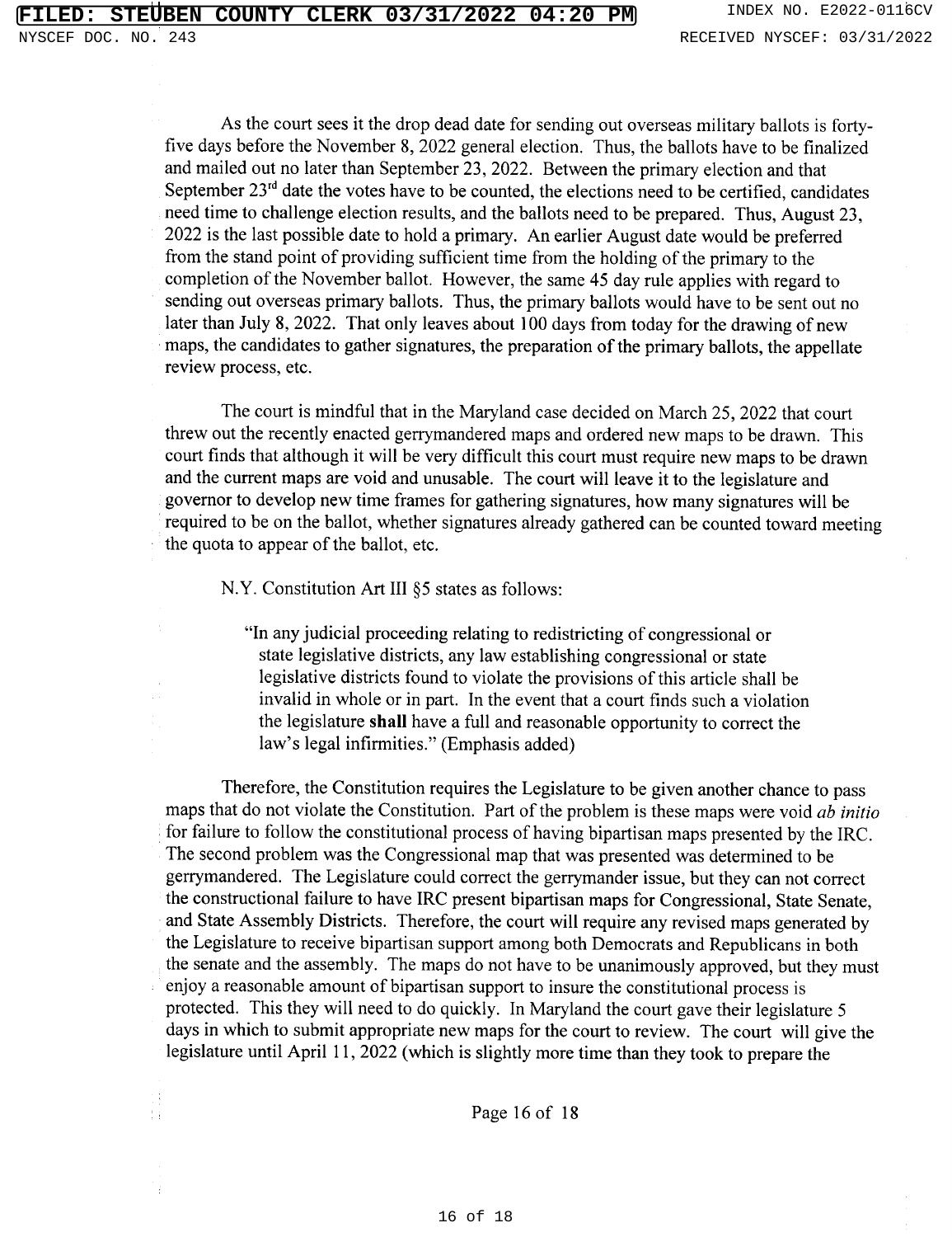As the court sees it the drop dead date for sending out overseas military ballots is forty-five days before the November 8, 2022 general election. Thus, the ballots have to be finalized and mailed out no later than September 23, 2022. Between the primary election and that September 23rd date the votes have to be counted, the elections need to be certified, candidates need time to challenge election results, and the ballots need to be prepared. Thus, August 23, 2022 is the last possible date to hold a primary. An earlier August date would be preferred from the stand point of providing sufficient time from the holding of the primary to the completion of the November ballot. However, the same 45 day rule applies with regard to sending out overseas primary ballots. Thus, the primary ballots would have to be sent out no later than July 8, 2022. That only leaves about 100 days from today for the drawing of new maps, the candidates to gather signatures, the preparation of the primary ballots, the appellate review process, etc.

The court is mindful that in the Maryland case decided on March 25, 2022 that court threw out the recently enacted gerrymandered maps and ordered new maps to be drawn. This court finds that although it will be very difficult this court must require new maps to be drawn and the current maps are void and unusable. The court will leave it to the legislature and governor to develop new time frames for gathering signatures, how many signatures will be required to be on the ballot, whether signatures already gathered can be counted toward meeting the quota to appear of the ballot, etc.

N.Y. Constitution Art III §5 states as follows:

> "In any judicial proceeding relating to redistricting of congressional or state legislative districts, any law establishing congressional or state legislative districts found to violate the provisions of this article shall be invalid in whole or in part. In the event that a court finds such a violation the legislature **shall** have a full and reasonable opportunity to correct the law's legal infirmities." (Emphasis added)

Therefore, the Constitution requires the Legislature to be given another chance to pass maps that do not violate the Constitution. Part of the problem is these maps were void *ab initio* for failure to follow the constitutional process of having bipartisan maps presented by the IRC. The second problem was the Congressional map that was presented was determined to be gerrymandered. The Legislature could correct the gerrymander issue, but they can not correct the constructional failure to have IRC present bipartisan maps for Congressional, State Senate, and State Assembly Districts. Therefore, the court will require any revised maps generated by the Legislature to receive bipartisan support among both Democrats and Republicans in both the senate and the assembly. The maps do not have to be unanimously approved, but they must enjoy a reasonable amount of bipartisan support to insure the constitutional process is protected. This they will need to do quickly. In Maryland the court gave their legislature 5 days in which to submit appropriate new maps for the court to review. The court will give the legislature until April 11, 2022 (which is slightly more time than they took to prepare the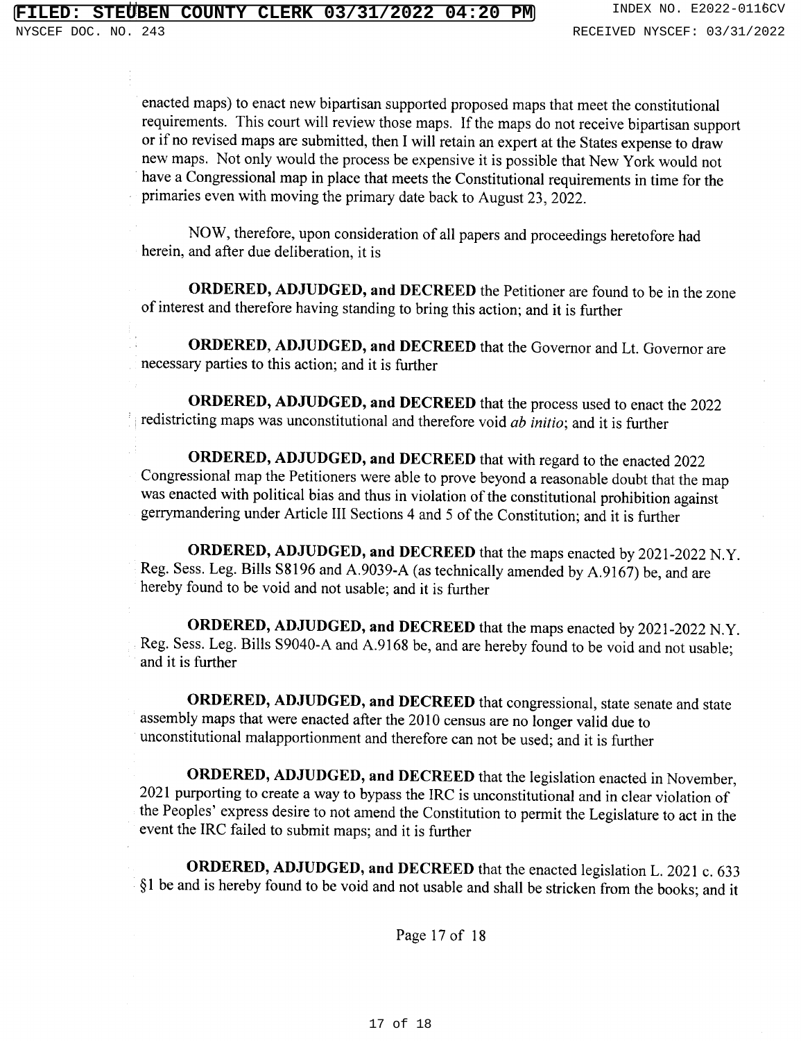enacted maps) to enact new bipartisan supported proposed maps that meet the constitutional requirements. This court will review those maps. If the maps do not receive bipartisan support or if no revised maps are submitted, then I will retain an expert at the States expense to draw new maps. Not only would the process be expensive it is possible that New York would not have a Congressional map in place that meets the Constitutional requirements in time for the primaries even with moving the primary date back to August 23, 2022.

NOW, therefore, upon consideration of all papers and proceedings heretofore had herein, and after due deliberation, it is

**ORDERED, ADJUDGED, and DECREED** the Petitioner are found to be in the zone of interest and therefore having standing to bring this action; and it is further

**ORDERED, ADJUDGED, and DECREED** that the Governor and Lt. Governor are necessary parties to this action; and it is further

**ORDERED, ADJUDGED, and DECREED** that the process used to enact the 2022 redistricting maps was unconstitutional and therefore void *ab initio*; and it is further

**ORDERED, ADJUDGED, and DECREED** that with regard to the enacted 2022 Congressional map the Petitioners were able to prove beyond a reasonable doubt that the map was enacted with political bias and thus in violation of the constitutional prohibition against gerrymandering under Article III Sections 4 and 5 of the Constitution; and it is further

**ORDERED, ADJUDGED, and DECREED** that the maps enacted by 2021-2022 N.Y. Reg. Sess. Leg. Bills S8196 and A.9039-A (as technically amended by A.9167) be, and are hereby found to be void and not usable; and it is further

**ORDERED, ADJUDGED, and DECREED** that the maps enacted by 2021-2022 N.Y. Reg. Sess. Leg. Bills S9040-A and A.9168 be, and are hereby found to be void and not usable; and it is further

**ORDERED, ADJUDGED, and DECREED** that congressional, state senate and state assembly maps that were enacted after the 2010 census are no longer valid due to unconstitutional malapportionment and therefore can not be used; and it is further

**ORDERED, ADJUDGED, and DECREED** that the legislation enacted in November, 2021 purporting to create a way to bypass the IRC is unconstitutional and in clear violation of the Peoples' express desire to not amend the Constitution to permit the Legislature to act in the event the IRC failed to submit maps; and it is further

**ORDERED, ADJUDGED, and DECREED** that the enacted legislation L. 2021 c. 633 §1 be and is hereby found to be void and not usable and shall be stricken from the books; and it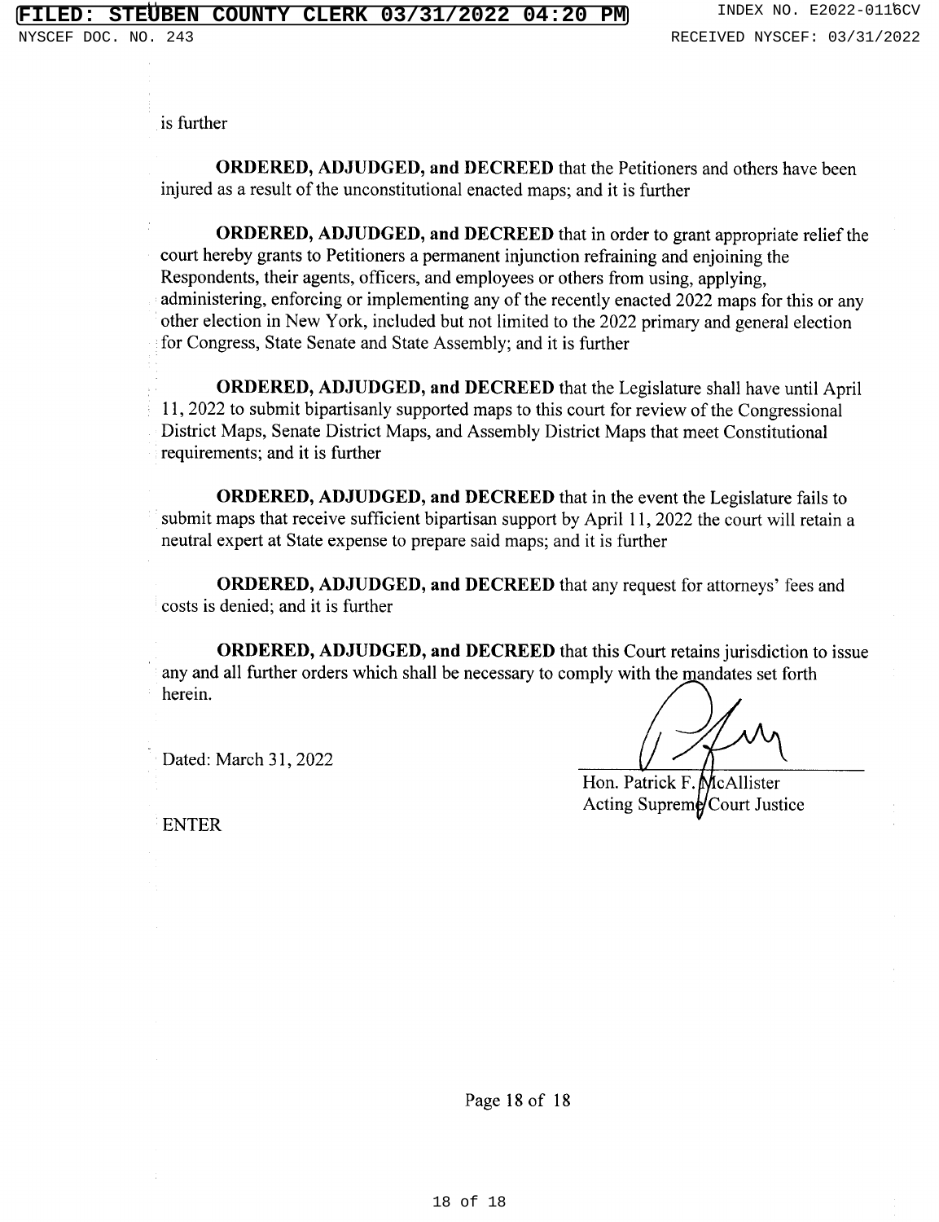is further

**ORDERED, ADJUDGED, and DECREED** that the Petitioners and others have been injured as a result of the unconstitutional enacted maps; and it is further

**ORDERED, ADJUDGED, and DECREED** that in order to grant appropriate relief the court hereby grants to Petitioners a permanent injunction refraining and enjoining the Respondents, their agents, officers, and employees or others from using, applying, administering, enforcing or implementing any of the recently enacted 2022 maps for this or any other election in New York, included but not limited to the 2022 primary and general election for Congress, State Senate and State Assembly; and it is further

**ORDERED, ADJUDGED, and DECREED** that the Legislature shall have until April 11, 2022 to submit bipartisanly supported maps to this court for review of the Congressional District Maps, Senate District Maps, and Assembly District Maps that meet Constitutional requirements; and it is further

**ORDERED, ADJUDGED, and DECREED** that in the event the Legislature fails to submit maps that receive sufficient bipartisan support by April 11, 2022 the court will retain a neutral expert at State expense to prepare said maps; and it is further

**ORDERED, ADJUDGED, and DECREED** that any request for attorneys' fees and costs is denied; and it is further

**ORDERED, ADJUDGED, and DECREED** that this Court retains jurisdiction to issue any and all further orders which shall be necessary to comply with the mandates set forth herein.

Dated: March 31, 2022

Hon. Patrick F. McAllister
Acting Supreme Court Justice

ENTER